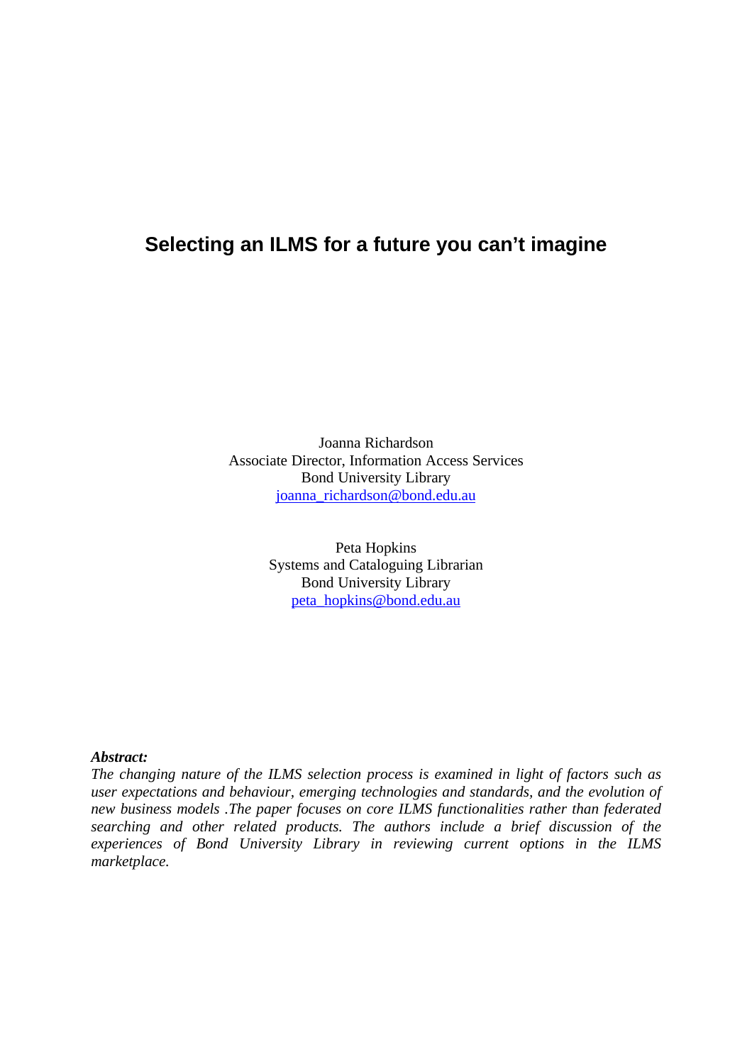# Selecting an ILMS for a future you can't imagine

Joanna Richardson
Associate Director, Information Access Services
Bond University Library
joanna_richardson@bond.edu.au

Peta Hopkins
Systems and Cataloguing Librarian
Bond University Library
peta_hopkins@bond.edu.au

***Abstract:***

*The changing nature of the ILMS selection process is examined in light of factors such as user expectations and behaviour, emerging technologies and standards, and the evolution of new business models .The paper focuses on core ILMS functionalities rather than federated searching and other related products. The authors include a brief discussion of the experiences of Bond University Library in reviewing current options in the ILMS marketplace.*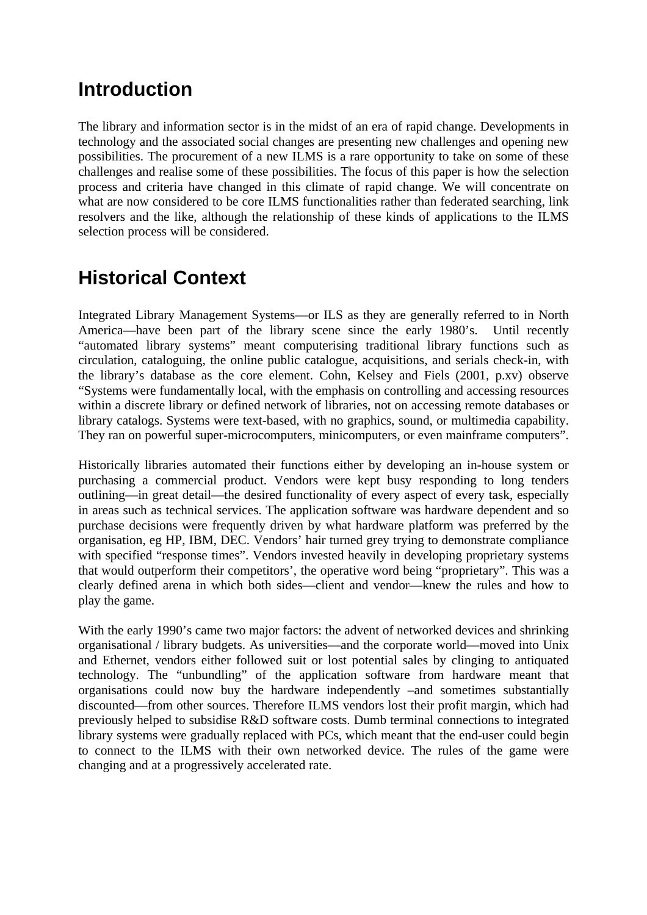# Introduction

The library and information sector is in the midst of an era of rapid change. Developments in technology and the associated social changes are presenting new challenges and opening new possibilities. The procurement of a new ILMS is a rare opportunity to take on some of these challenges and realise some of these possibilities. The focus of this paper is how the selection process and criteria have changed in this climate of rapid change. We will concentrate on what are now considered to be core ILMS functionalities rather than federated searching, link resolvers and the like, although the relationship of these kinds of applications to the ILMS selection process will be considered.

# Historical Context

Integrated Library Management Systems—or ILS as they are generally referred to in North America—have been part of the library scene since the early 1980's. Until recently "automated library systems" meant computerising traditional library functions such as circulation, cataloguing, the online public catalogue, acquisitions, and serials check-in, with the library's database as the core element. Cohn, Kelsey and Fiels (2001, p.xv) observe "Systems were fundamentally local, with the emphasis on controlling and accessing resources within a discrete library or defined network of libraries, not on accessing remote databases or library catalogs. Systems were text-based, with no graphics, sound, or multimedia capability. They ran on powerful super-microcomputers, minicomputers, or even mainframe computers".

Historically libraries automated their functions either by developing an in-house system or purchasing a commercial product. Vendors were kept busy responding to long tenders outlining—in great detail—the desired functionality of every aspect of every task, especially in areas such as technical services. The application software was hardware dependent and so purchase decisions were frequently driven by what hardware platform was preferred by the organisation, eg HP, IBM, DEC. Vendors' hair turned grey trying to demonstrate compliance with specified "response times". Vendors invested heavily in developing proprietary systems that would outperform their competitors', the operative word being "proprietary". This was a clearly defined arena in which both sides—client and vendor—knew the rules and how to play the game.

With the early 1990's came two major factors: the advent of networked devices and shrinking organisational / library budgets. As universities—and the corporate world—moved into Unix and Ethernet, vendors either followed suit or lost potential sales by clinging to antiquated technology. The "unbundling" of the application software from hardware meant that organisations could now buy the hardware independently –and sometimes substantially discounted—from other sources. Therefore ILMS vendors lost their profit margin, which had previously helped to subsidise R&D software costs. Dumb terminal connections to integrated library systems were gradually replaced with PCs, which meant that the end-user could begin to connect to the ILMS with their own networked device. The rules of the game were changing and at a progressively accelerated rate.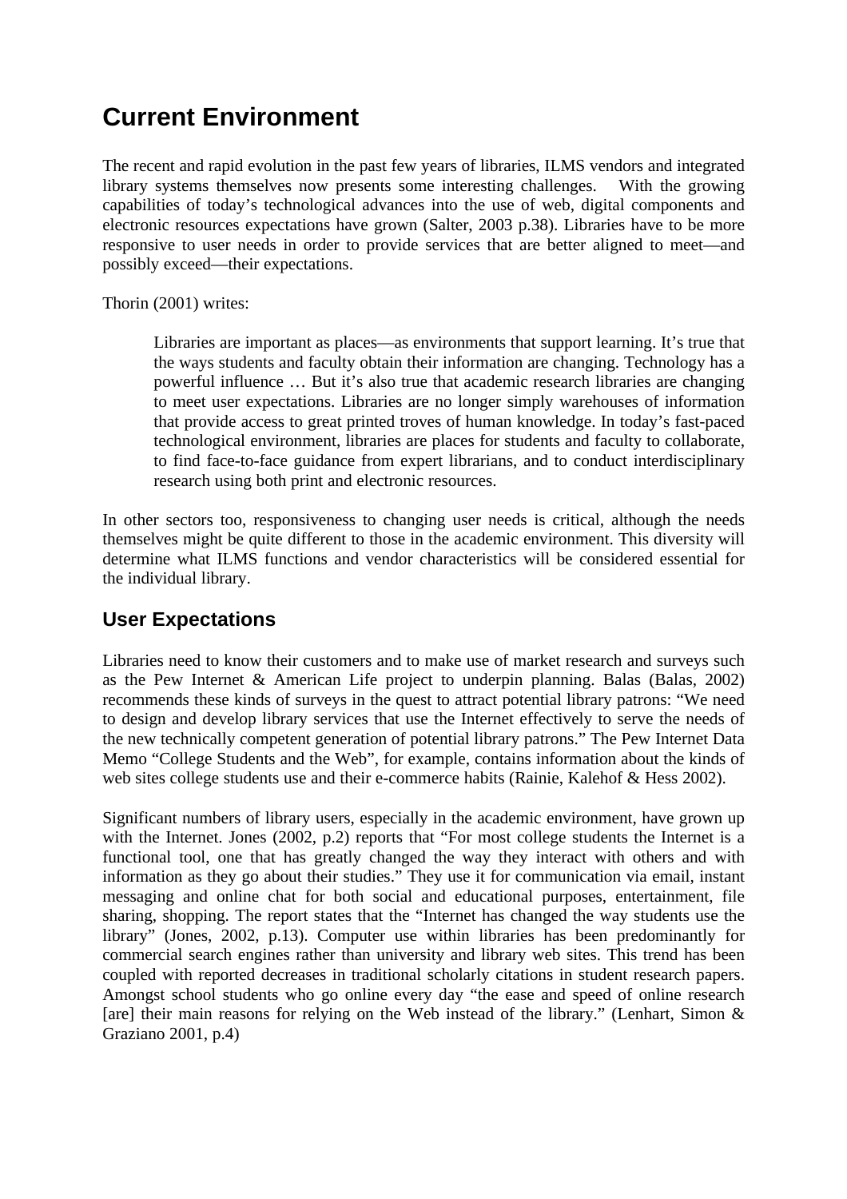# Current Environment

The recent and rapid evolution in the past few years of libraries, ILMS vendors and integrated library systems themselves now presents some interesting challenges. With the growing capabilities of today's technological advances into the use of web, digital components and electronic resources expectations have grown (Salter, 2003 p.38). Libraries have to be more responsive to user needs in order to provide services that are better aligned to meet—and possibly exceed—their expectations.

Thorin (2001) writes:

> Libraries are important as places—as environments that support learning. It's true that the ways students and faculty obtain their information are changing. Technology has a powerful influence … But it's also true that academic research libraries are changing to meet user expectations. Libraries are no longer simply warehouses of information that provide access to great printed troves of human knowledge. In today's fast-paced technological environment, libraries are places for students and faculty to collaborate, to find face-to-face guidance from expert librarians, and to conduct interdisciplinary research using both print and electronic resources.

In other sectors too, responsiveness to changing user needs is critical, although the needs themselves might be quite different to those in the academic environment. This diversity will determine what ILMS functions and vendor characteristics will be considered essential for the individual library.

## User Expectations

Libraries need to know their customers and to make use of market research and surveys such as the Pew Internet & American Life project to underpin planning. Balas (Balas, 2002) recommends these kinds of surveys in the quest to attract potential library patrons: "We need to design and develop library services that use the Internet effectively to serve the needs of the new technically competent generation of potential library patrons." The Pew Internet Data Memo "College Students and the Web", for example, contains information about the kinds of web sites college students use and their e-commerce habits (Rainie, Kalehof & Hess 2002).

Significant numbers of library users, especially in the academic environment, have grown up with the Internet. Jones (2002, p.2) reports that "For most college students the Internet is a functional tool, one that has greatly changed the way they interact with others and with information as they go about their studies." They use it for communication via email, instant messaging and online chat for both social and educational purposes, entertainment, file sharing, shopping. The report states that the "Internet has changed the way students use the library" (Jones, 2002, p.13). Computer use within libraries has been predominantly for commercial search engines rather than university and library web sites. This trend has been coupled with reported decreases in traditional scholarly citations in student research papers. Amongst school students who go online every day "the ease and speed of online research [are] their main reasons for relying on the Web instead of the library." (Lenhart, Simon & Graziano 2001, p.4)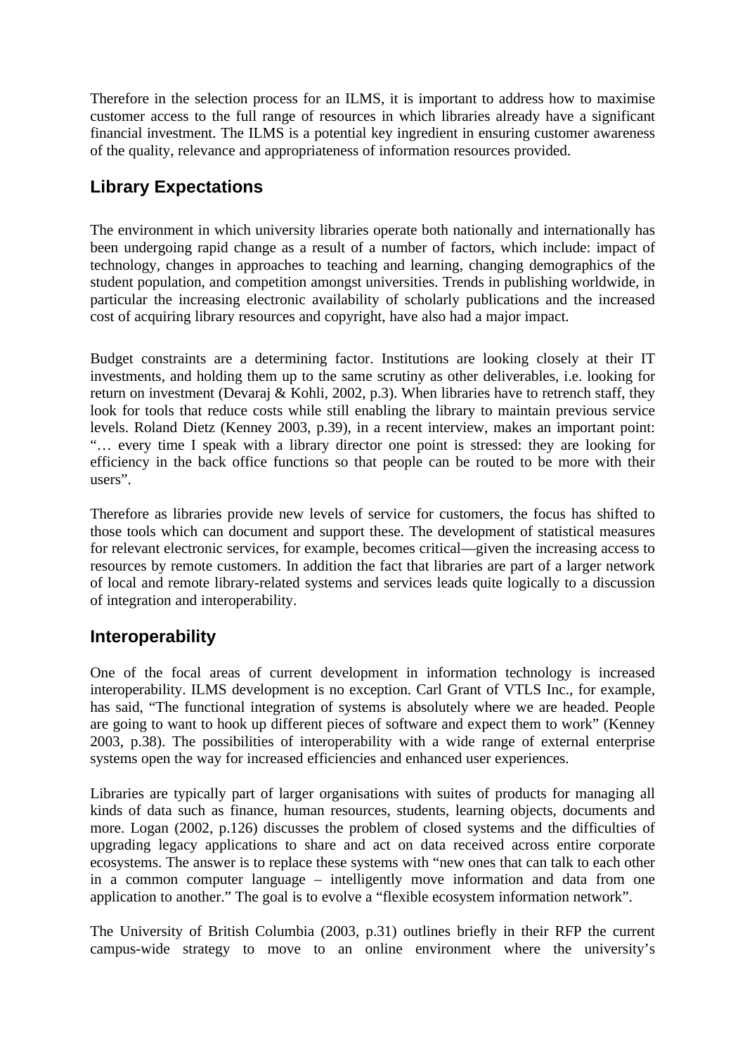Therefore in the selection process for an ILMS, it is important to address how to maximise customer access to the full range of resources in which libraries already have a significant financial investment. The ILMS is a potential key ingredient in ensuring customer awareness of the quality, relevance and appropriateness of information resources provided.

## Library Expectations

The environment in which university libraries operate both nationally and internationally has been undergoing rapid change as a result of a number of factors, which include: impact of technology, changes in approaches to teaching and learning, changing demographics of the student population, and competition amongst universities. Trends in publishing worldwide, in particular the increasing electronic availability of scholarly publications and the increased cost of acquiring library resources and copyright, have also had a major impact.

Budget constraints are a determining factor. Institutions are looking closely at their IT investments, and holding them up to the same scrutiny as other deliverables, i.e. looking for return on investment (Devaraj & Kohli, 2002, p.3). When libraries have to retrench staff, they look for tools that reduce costs while still enabling the library to maintain previous service levels. Roland Dietz (Kenney 2003, p.39), in a recent interview, makes an important point: "… every time I speak with a library director one point is stressed: they are looking for efficiency in the back office functions so that people can be routed to be more with their users".

Therefore as libraries provide new levels of service for customers, the focus has shifted to those tools which can document and support these. The development of statistical measures for relevant electronic services, for example, becomes critical—given the increasing access to resources by remote customers. In addition the fact that libraries are part of a larger network of local and remote library-related systems and services leads quite logically to a discussion of integration and interoperability.

## Interoperability

One of the focal areas of current development in information technology is increased interoperability. ILMS development is no exception. Carl Grant of VTLS Inc., for example, has said, "The functional integration of systems is absolutely where we are headed. People are going to want to hook up different pieces of software and expect them to work" (Kenney 2003, p.38). The possibilities of interoperability with a wide range of external enterprise systems open the way for increased efficiencies and enhanced user experiences.

Libraries are typically part of larger organisations with suites of products for managing all kinds of data such as finance, human resources, students, learning objects, documents and more. Logan (2002, p.126) discusses the problem of closed systems and the difficulties of upgrading legacy applications to share and act on data received across entire corporate ecosystems. The answer is to replace these systems with "new ones that can talk to each other in a common computer language – intelligently move information and data from one application to another." The goal is to evolve a "flexible ecosystem information network".

The University of British Columbia (2003, p.31) outlines briefly in their RFP the current campus-wide strategy to move to an online environment where the university's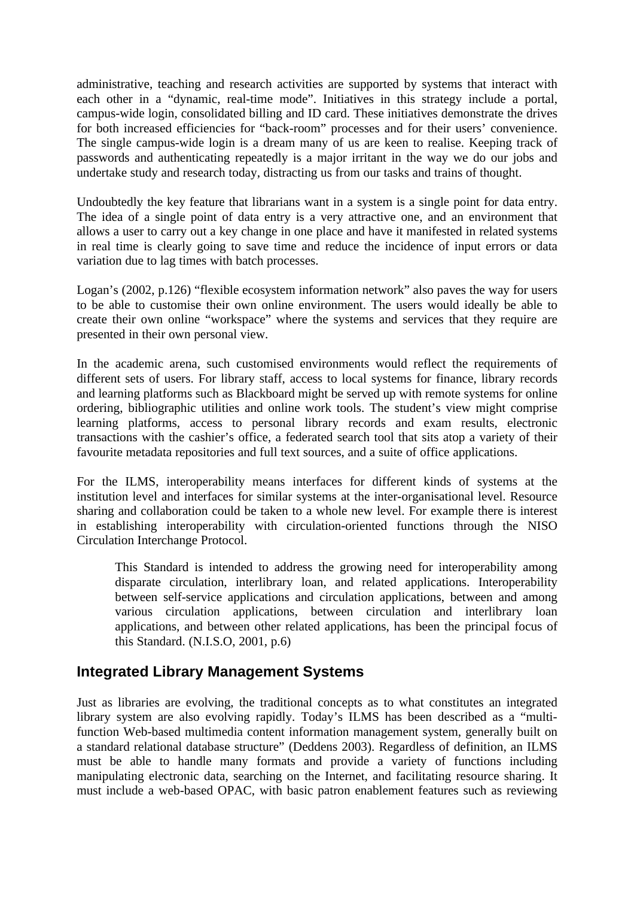administrative, teaching and research activities are supported by systems that interact with each other in a "dynamic, real-time mode". Initiatives in this strategy include a portal, campus-wide login, consolidated billing and ID card. These initiatives demonstrate the drives for both increased efficiencies for "back-room" processes and for their users' convenience. The single campus-wide login is a dream many of us are keen to realise. Keeping track of passwords and authenticating repeatedly is a major irritant in the way we do our jobs and undertake study and research today, distracting us from our tasks and trains of thought.

Undoubtedly the key feature that librarians want in a system is a single point for data entry. The idea of a single point of data entry is a very attractive one, and an environment that allows a user to carry out a key change in one place and have it manifested in related systems in real time is clearly going to save time and reduce the incidence of input errors or data variation due to lag times with batch processes.

Logan's (2002, p.126) "flexible ecosystem information network" also paves the way for users to be able to customise their own online environment. The users would ideally be able to create their own online "workspace" where the systems and services that they require are presented in their own personal view.

In the academic arena, such customised environments would reflect the requirements of different sets of users. For library staff, access to local systems for finance, library records and learning platforms such as Blackboard might be served up with remote systems for online ordering, bibliographic utilities and online work tools. The student's view might comprise learning platforms, access to personal library records and exam results, electronic transactions with the cashier's office, a federated search tool that sits atop a variety of their favourite metadata repositories and full text sources, and a suite of office applications.

For the ILMS, interoperability means interfaces for different kinds of systems at the institution level and interfaces for similar systems at the inter-organisational level. Resource sharing and collaboration could be taken to a whole new level. For example there is interest in establishing interoperability with circulation-oriented functions through the NISO Circulation Interchange Protocol.

> This Standard is intended to address the growing need for interoperability among disparate circulation, interlibrary loan, and related applications. Interoperability between self-service applications and circulation applications, between and among various circulation applications, between circulation and interlibrary loan applications, and between other related applications, has been the principal focus of this Standard. (N.I.S.O, 2001, p.6)

## Integrated Library Management Systems

Just as libraries are evolving, the traditional concepts as to what constitutes an integrated library system are also evolving rapidly. Today's ILMS has been described as a "multi-function Web-based multimedia content information management system, generally built on a standard relational database structure" (Deddens 2003). Regardless of definition, an ILMS must be able to handle many formats and provide a variety of functions including manipulating electronic data, searching on the Internet, and facilitating resource sharing. It must include a web-based OPAC, with basic patron enablement features such as reviewing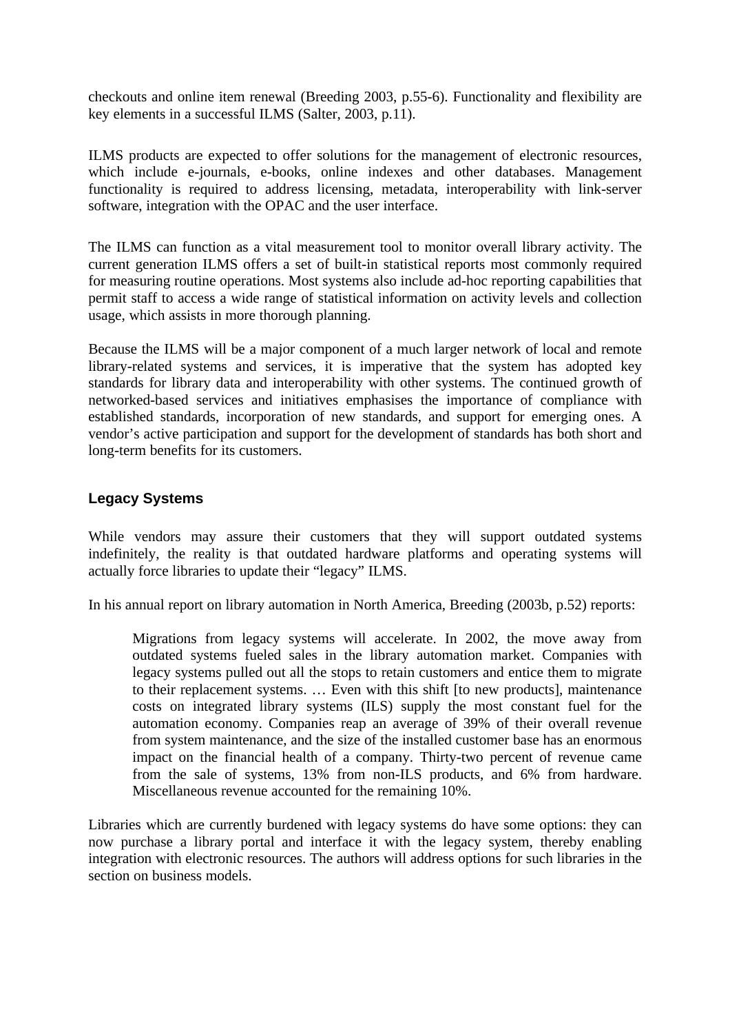checkouts and online item renewal (Breeding 2003, p.55-6). Functionality and flexibility are key elements in a successful ILMS (Salter, 2003, p.11).

ILMS products are expected to offer solutions for the management of electronic resources, which include e-journals, e-books, online indexes and other databases. Management functionality is required to address licensing, metadata, interoperability with link-server software, integration with the OPAC and the user interface.

The ILMS can function as a vital measurement tool to monitor overall library activity. The current generation ILMS offers a set of built-in statistical reports most commonly required for measuring routine operations. Most systems also include ad-hoc reporting capabilities that permit staff to access a wide range of statistical information on activity levels and collection usage, which assists in more thorough planning.

Because the ILMS will be a major component of a much larger network of local and remote library-related systems and services, it is imperative that the system has adopted key standards for library data and interoperability with other systems. The continued growth of networked-based services and initiatives emphasises the importance of compliance with established standards, incorporation of new standards, and support for emerging ones. A vendor's active participation and support for the development of standards has both short and long-term benefits for its customers.

## Legacy Systems

While vendors may assure their customers that they will support outdated systems indefinitely, the reality is that outdated hardware platforms and operating systems will actually force libraries to update their "legacy" ILMS.

In his annual report on library automation in North America, Breeding (2003b, p.52) reports:

> Migrations from legacy systems will accelerate. In 2002, the move away from outdated systems fueled sales in the library automation market. Companies with legacy systems pulled out all the stops to retain customers and entice them to migrate to their replacement systems. … Even with this shift [to new products], maintenance costs on integrated library systems (ILS) supply the most constant fuel for the automation economy. Companies reap an average of 39% of their overall revenue from system maintenance, and the size of the installed customer base has an enormous impact on the financial health of a company. Thirty-two percent of revenue came from the sale of systems, 13% from non-ILS products, and 6% from hardware. Miscellaneous revenue accounted for the remaining 10%.

Libraries which are currently burdened with legacy systems do have some options: they can now purchase a library portal and interface it with the legacy system, thereby enabling integration with electronic resources. The authors will address options for such libraries in the section on business models.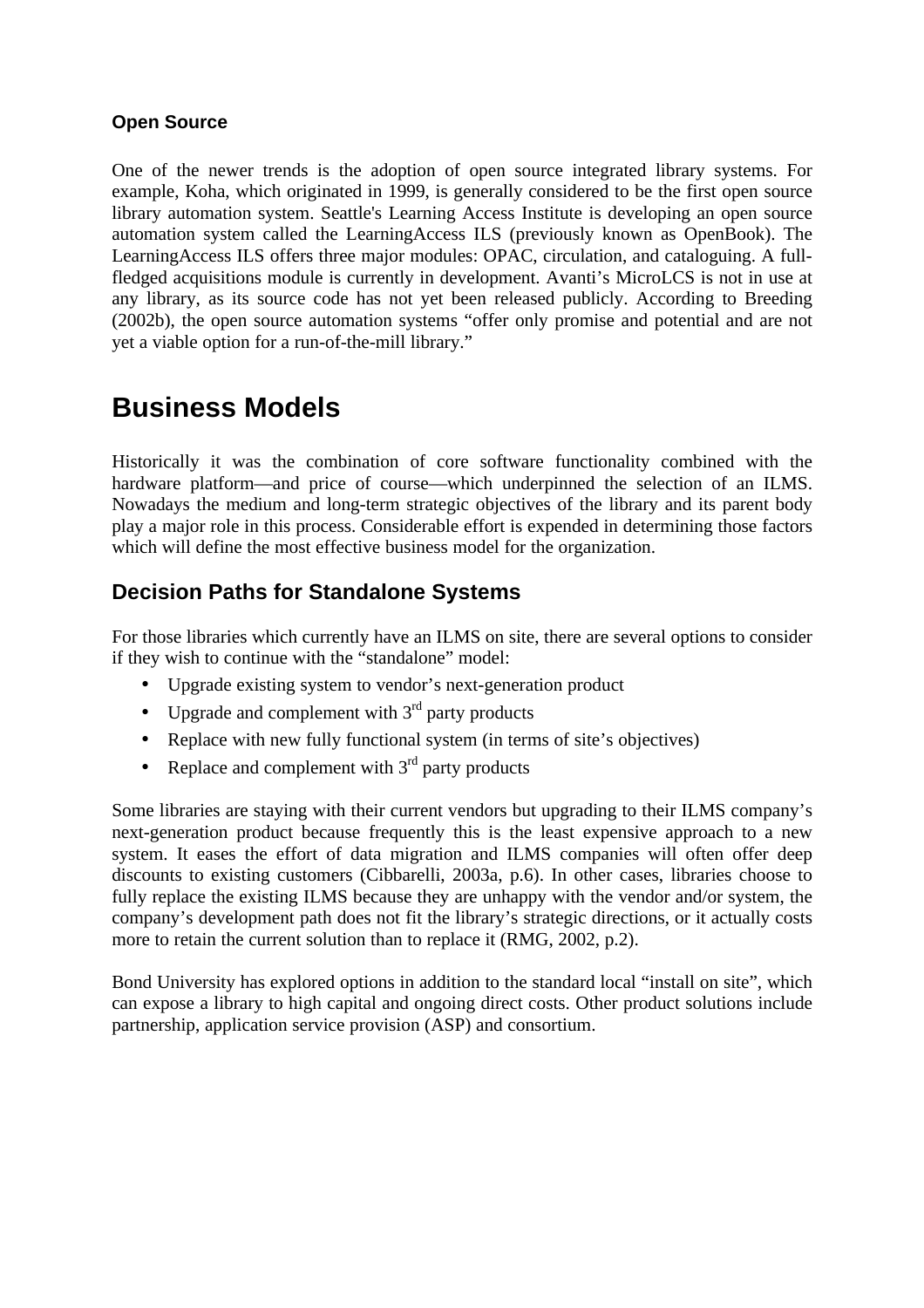### Open Source

One of the newer trends is the adoption of open source integrated library systems. For example, Koha, which originated in 1999, is generally considered to be the first open source library automation system. Seattle's Learning Access Institute is developing an open source automation system called the LearningAccess ILS (previously known as OpenBook). The LearningAccess ILS offers three major modules: OPAC, circulation, and cataloguing. A full-fledged acquisitions module is currently in development. Avanti's MicroLCS is not in use at any library, as its source code has not yet been released publicly. According to Breeding (2002b), the open source automation systems "offer only promise and potential and are not yet a viable option for a run-of-the-mill library."

# Business Models

Historically it was the combination of core software functionality combined with the hardware platform—and price of course—which underpinned the selection of an ILMS. Nowadays the medium and long-term strategic objectives of the library and its parent body play a major role in this process. Considerable effort is expended in determining those factors which will define the most effective business model for the organization.

## Decision Paths for Standalone Systems

For those libraries which currently have an ILMS on site, there are several options to consider if they wish to continue with the "standalone" model:

- Upgrade existing system to vendor's next-generation product
- Upgrade and complement with 3rd party products
- Replace with new fully functional system (in terms of site's objectives)
- Replace and complement with 3rd party products

Some libraries are staying with their current vendors but upgrading to their ILMS company's next-generation product because frequently this is the least expensive approach to a new system. It eases the effort of data migration and ILMS companies will often offer deep discounts to existing customers (Cibbarelli, 2003a, p.6). In other cases, libraries choose to fully replace the existing ILMS because they are unhappy with the vendor and/or system, the company's development path does not fit the library's strategic directions, or it actually costs more to retain the current solution than to replace it (RMG, 2002, p.2).

Bond University has explored options in addition to the standard local "install on site", which can expose a library to high capital and ongoing direct costs. Other product solutions include partnership, application service provision (ASP) and consortium.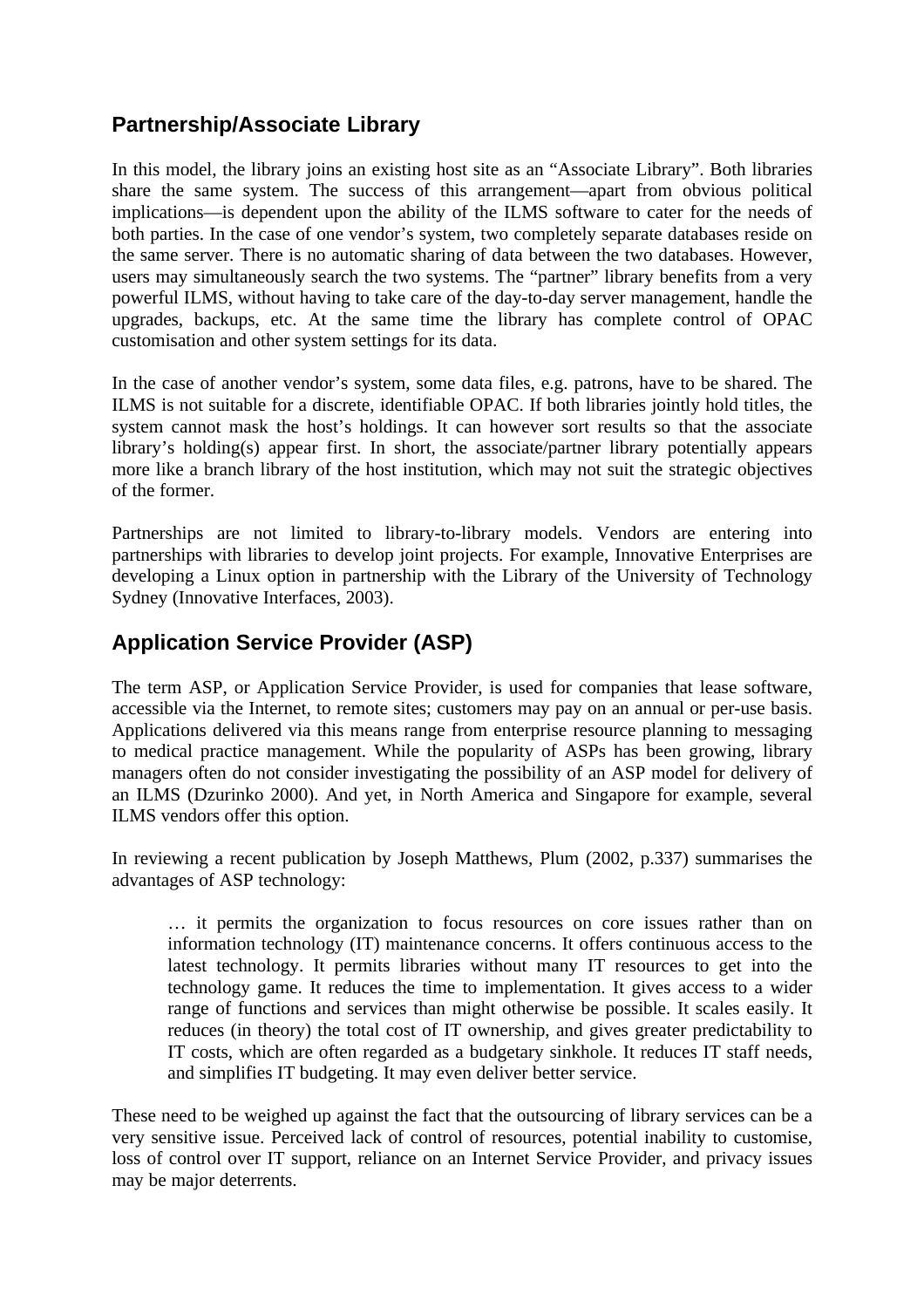## Partnership/Associate Library

In this model, the library joins an existing host site as an "Associate Library". Both libraries share the same system. The success of this arrangement—apart from obvious political implications—is dependent upon the ability of the ILMS software to cater for the needs of both parties. In the case of one vendor's system, two completely separate databases reside on the same server. There is no automatic sharing of data between the two databases. However, users may simultaneously search the two systems. The "partner" library benefits from a very powerful ILMS, without having to take care of the day-to-day server management, handle the upgrades, backups, etc. At the same time the library has complete control of OPAC customisation and other system settings for its data.

In the case of another vendor's system, some data files, e.g. patrons, have to be shared. The ILMS is not suitable for a discrete, identifiable OPAC. If both libraries jointly hold titles, the system cannot mask the host's holdings. It can however sort results so that the associate library's holding(s) appear first. In short, the associate/partner library potentially appears more like a branch library of the host institution, which may not suit the strategic objectives of the former.

Partnerships are not limited to library-to-library models. Vendors are entering into partnerships with libraries to develop joint projects. For example, Innovative Enterprises are developing a Linux option in partnership with the Library of the University of Technology Sydney (Innovative Interfaces, 2003).

## Application Service Provider (ASP)

The term ASP, or Application Service Provider, is used for companies that lease software, accessible via the Internet, to remote sites; customers may pay on an annual or per-use basis. Applications delivered via this means range from enterprise resource planning to messaging to medical practice management. While the popularity of ASPs has been growing, library managers often do not consider investigating the possibility of an ASP model for delivery of an ILMS (Dzurinko 2000). And yet, in North America and Singapore for example, several ILMS vendors offer this option.

In reviewing a recent publication by Joseph Matthews, Plum (2002, p.337) summarises the advantages of ASP technology:

> … it permits the organization to focus resources on core issues rather than on information technology (IT) maintenance concerns. It offers continuous access to the latest technology. It permits libraries without many IT resources to get into the technology game. It reduces the time to implementation. It gives access to a wider range of functions and services than might otherwise be possible. It scales easily. It reduces (in theory) the total cost of IT ownership, and gives greater predictability to IT costs, which are often regarded as a budgetary sinkhole. It reduces IT staff needs, and simplifies IT budgeting. It may even deliver better service.

These need to be weighed up against the fact that the outsourcing of library services can be a very sensitive issue. Perceived lack of control of resources, potential inability to customise, loss of control over IT support, reliance on an Internet Service Provider, and privacy issues may be major deterrents.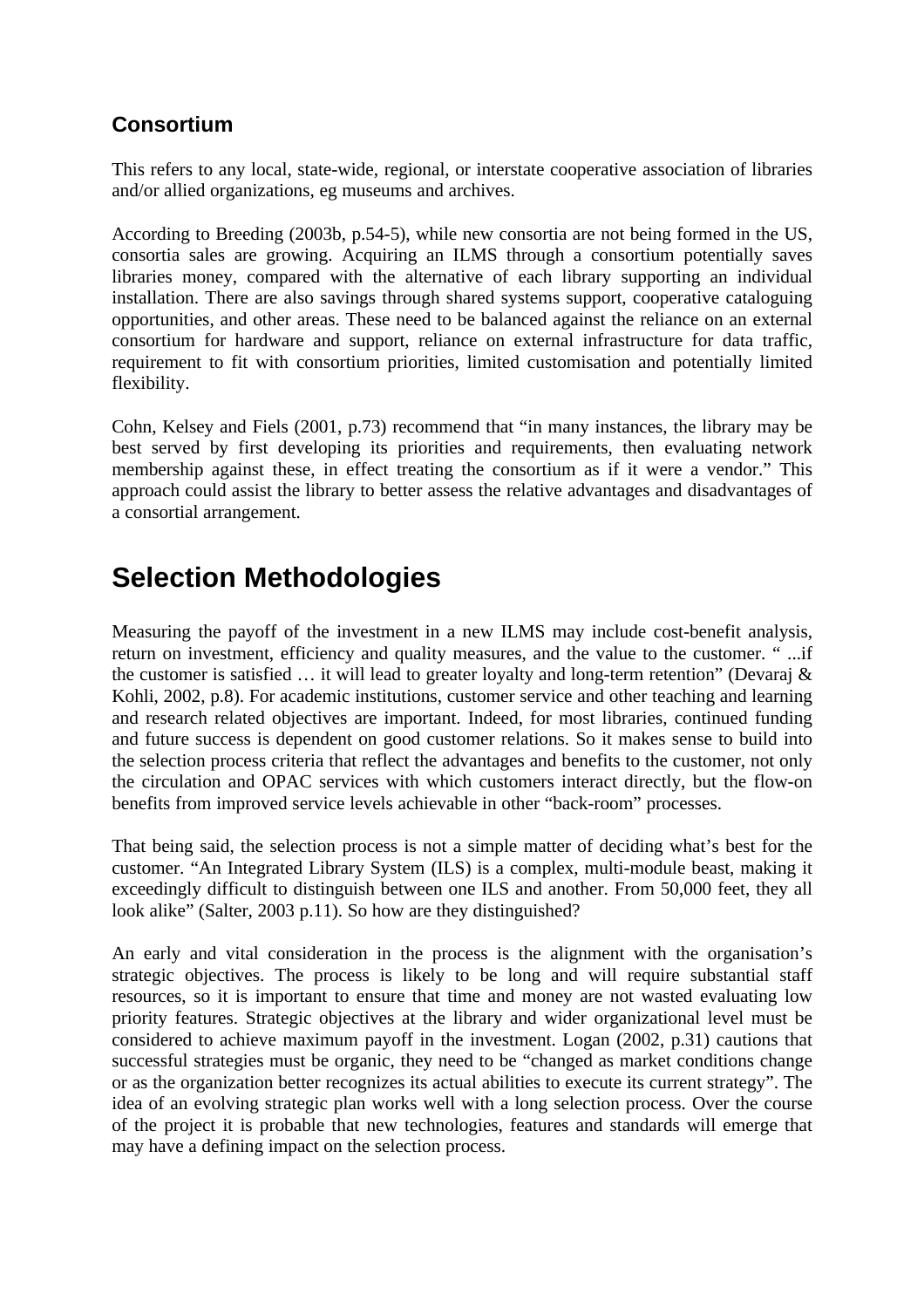### Consortium

This refers to any local, state-wide, regional, or interstate cooperative association of libraries and/or allied organizations, eg museums and archives.

According to Breeding (2003b, p.54-5), while new consortia are not being formed in the US, consortia sales are growing. Acquiring an ILMS through a consortium potentially saves libraries money, compared with the alternative of each library supporting an individual installation. There are also savings through shared systems support, cooperative cataloguing opportunities, and other areas. These need to be balanced against the reliance on an external consortium for hardware and support, reliance on external infrastructure for data traffic, requirement to fit with consortium priorities, limited customisation and potentially limited flexibility.

Cohn, Kelsey and Fiels (2001, p.73) recommend that "in many instances, the library may be best served by first developing its priorities and requirements, then evaluating network membership against these, in effect treating the consortium as if it were a vendor." This approach could assist the library to better assess the relative advantages and disadvantages of a consortial arrangement.

## Selection Methodologies

Measuring the payoff of the investment in a new ILMS may include cost-benefit analysis, return on investment, efficiency and quality measures, and the value to the customer. " ...if the customer is satisfied … it will lead to greater loyalty and long-term retention" (Devaraj & Kohli, 2002, p.8). For academic institutions, customer service and other teaching and learning and research related objectives are important. Indeed, for most libraries, continued funding and future success is dependent on good customer relations. So it makes sense to build into the selection process criteria that reflect the advantages and benefits to the customer, not only the circulation and OPAC services with which customers interact directly, but the flow-on benefits from improved service levels achievable in other "back-room" processes.

That being said, the selection process is not a simple matter of deciding what's best for the customer. "An Integrated Library System (ILS) is a complex, multi-module beast, making it exceedingly difficult to distinguish between one ILS and another. From 50,000 feet, they all look alike" (Salter, 2003 p.11). So how are they distinguished?

An early and vital consideration in the process is the alignment with the organisation's strategic objectives. The process is likely to be long and will require substantial staff resources, so it is important to ensure that time and money are not wasted evaluating low priority features. Strategic objectives at the library and wider organizational level must be considered to achieve maximum payoff in the investment. Logan (2002, p.31) cautions that successful strategies must be organic, they need to be "changed as market conditions change or as the organization better recognizes its actual abilities to execute its current strategy". The idea of an evolving strategic plan works well with a long selection process. Over the course of the project it is probable that new technologies, features and standards will emerge that may have a defining impact on the selection process.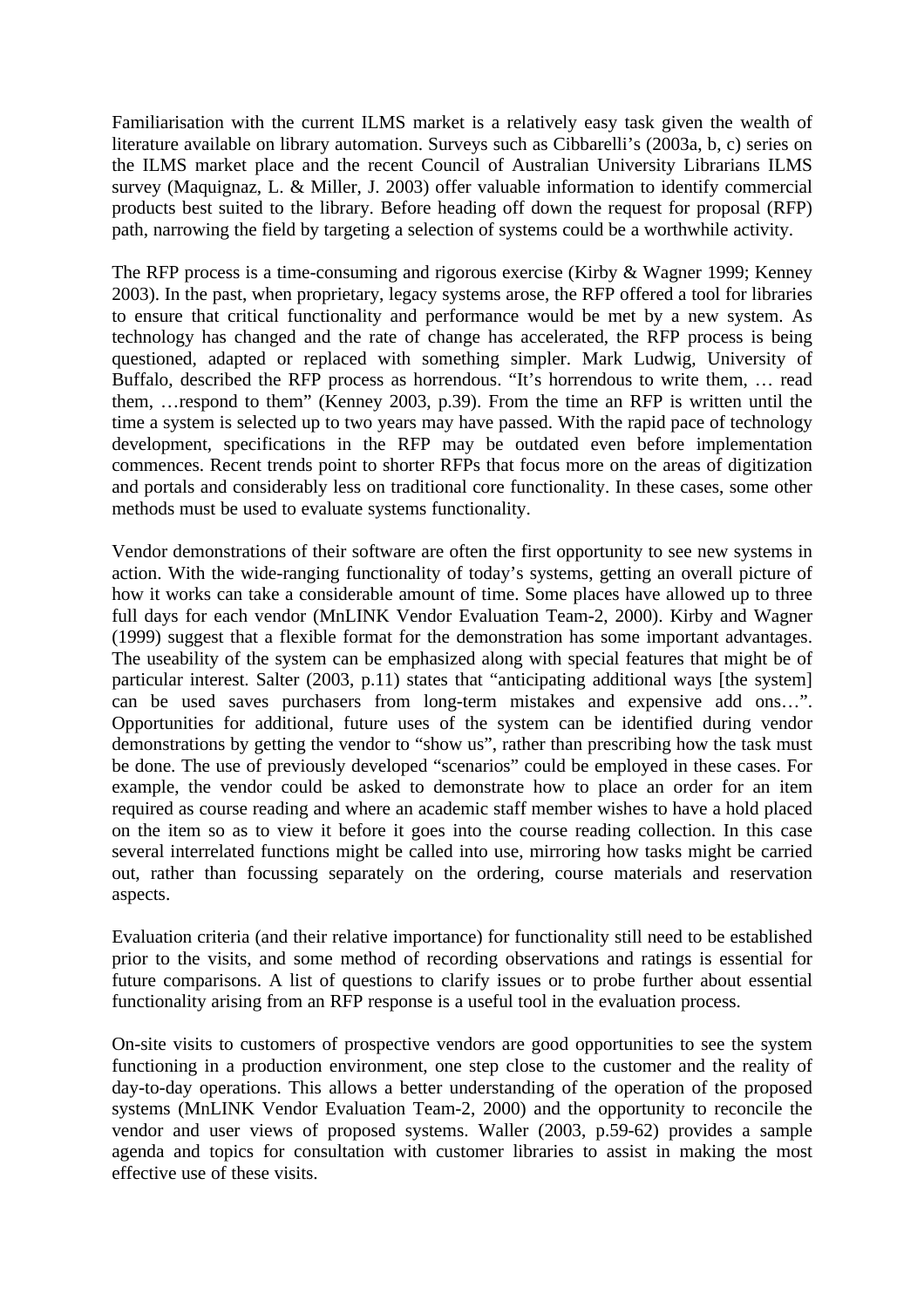Familiarisation with the current ILMS market is a relatively easy task given the wealth of literature available on library automation. Surveys such as Cibbarelli's (2003a, b, c) series on the ILMS market place and the recent Council of Australian University Librarians ILMS survey (Maquignaz, L. & Miller, J. 2003) offer valuable information to identify commercial products best suited to the library. Before heading off down the request for proposal (RFP) path, narrowing the field by targeting a selection of systems could be a worthwhile activity.

The RFP process is a time-consuming and rigorous exercise (Kirby & Wagner 1999; Kenney 2003). In the past, when proprietary, legacy systems arose, the RFP offered a tool for libraries to ensure that critical functionality and performance would be met by a new system. As technology has changed and the rate of change has accelerated, the RFP process is being questioned, adapted or replaced with something simpler. Mark Ludwig, University of Buffalo, described the RFP process as horrendous. "It's horrendous to write them, … read them, …respond to them" (Kenney 2003, p.39). From the time an RFP is written until the time a system is selected up to two years may have passed. With the rapid pace of technology development, specifications in the RFP may be outdated even before implementation commences. Recent trends point to shorter RFPs that focus more on the areas of digitization and portals and considerably less on traditional core functionality. In these cases, some other methods must be used to evaluate systems functionality.

Vendor demonstrations of their software are often the first opportunity to see new systems in action. With the wide-ranging functionality of today's systems, getting an overall picture of how it works can take a considerable amount of time. Some places have allowed up to three full days for each vendor (MnLINK Vendor Evaluation Team-2, 2000). Kirby and Wagner (1999) suggest that a flexible format for the demonstration has some important advantages. The useability of the system can be emphasized along with special features that might be of particular interest. Salter (2003, p.11) states that "anticipating additional ways [the system] can be used saves purchasers from long-term mistakes and expensive add ons…". Opportunities for additional, future uses of the system can be identified during vendor demonstrations by getting the vendor to "show us", rather than prescribing how the task must be done. The use of previously developed "scenarios" could be employed in these cases. For example, the vendor could be asked to demonstrate how to place an order for an item required as course reading and where an academic staff member wishes to have a hold placed on the item so as to view it before it goes into the course reading collection. In this case several interrelated functions might be called into use, mirroring how tasks might be carried out, rather than focussing separately on the ordering, course materials and reservation aspects.

Evaluation criteria (and their relative importance) for functionality still need to be established prior to the visits, and some method of recording observations and ratings is essential for future comparisons. A list of questions to clarify issues or to probe further about essential functionality arising from an RFP response is a useful tool in the evaluation process.

On-site visits to customers of prospective vendors are good opportunities to see the system functioning in a production environment, one step close to the customer and the reality of day-to-day operations. This allows a better understanding of the operation of the proposed systems (MnLINK Vendor Evaluation Team-2, 2000) and the opportunity to reconcile the vendor and user views of proposed systems. Waller (2003, p.59-62) provides a sample agenda and topics for consultation with customer libraries to assist in making the most effective use of these visits.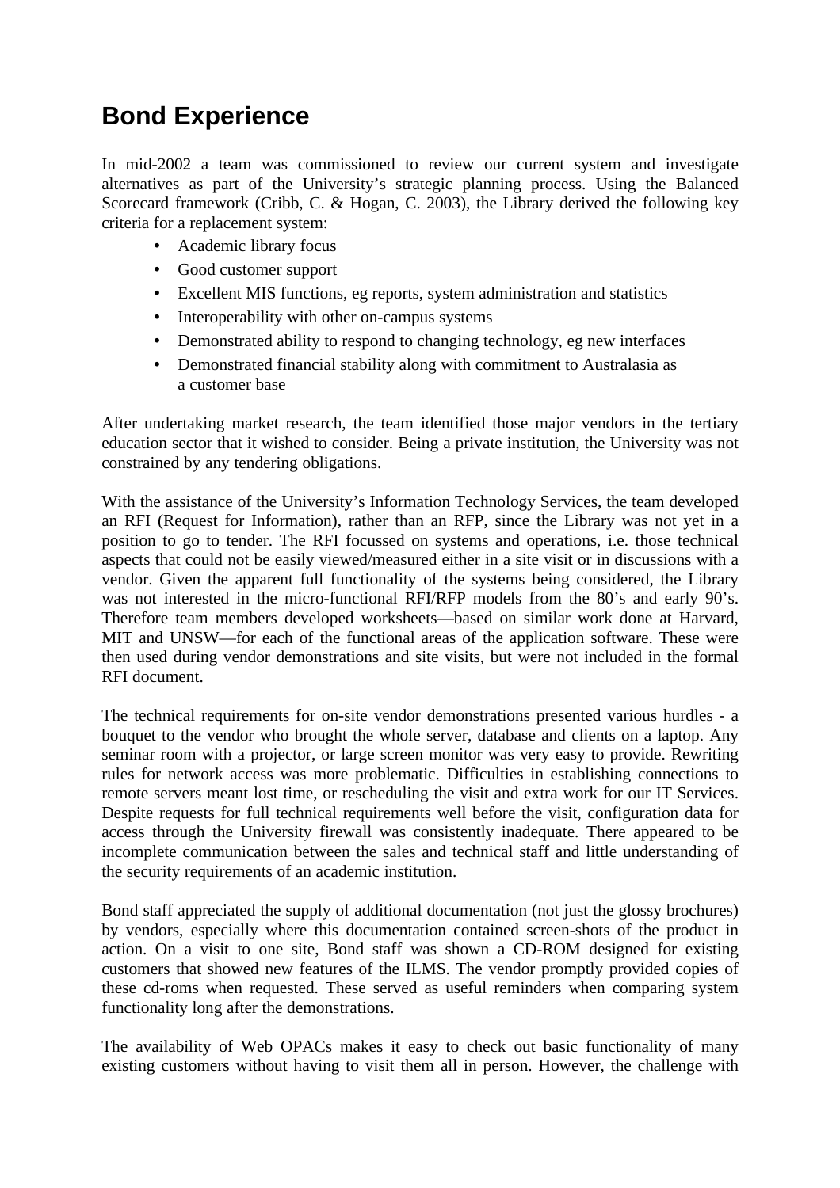## Bond Experience

In mid-2002 a team was commissioned to review our current system and investigate alternatives as part of the University's strategic planning process. Using the Balanced Scorecard framework (Cribb, C. & Hogan, C. 2003), the Library derived the following key criteria for a replacement system:

- Academic library focus
- Good customer support
- Excellent MIS functions, eg reports, system administration and statistics
- Interoperability with other on-campus systems
- Demonstrated ability to respond to changing technology, eg new interfaces
- Demonstrated financial stability along with commitment to Australasia as a customer base

After undertaking market research, the team identified those major vendors in the tertiary education sector that it wished to consider. Being a private institution, the University was not constrained by any tendering obligations.

With the assistance of the University's Information Technology Services, the team developed an RFI (Request for Information), rather than an RFP, since the Library was not yet in a position to go to tender. The RFI focussed on systems and operations, i.e. those technical aspects that could not be easily viewed/measured either in a site visit or in discussions with a vendor. Given the apparent full functionality of the systems being considered, the Library was not interested in the micro-functional RFI/RFP models from the 80's and early 90's. Therefore team members developed worksheets—based on similar work done at Harvard, MIT and UNSW—for each of the functional areas of the application software. These were then used during vendor demonstrations and site visits, but were not included in the formal RFI document.

The technical requirements for on-site vendor demonstrations presented various hurdles - a bouquet to the vendor who brought the whole server, database and clients on a laptop. Any seminar room with a projector, or large screen monitor was very easy to provide. Rewriting rules for network access was more problematic. Difficulties in establishing connections to remote servers meant lost time, or rescheduling the visit and extra work for our IT Services. Despite requests for full technical requirements well before the visit, configuration data for access through the University firewall was consistently inadequate. There appeared to be incomplete communication between the sales and technical staff and little understanding of the security requirements of an academic institution.

Bond staff appreciated the supply of additional documentation (not just the glossy brochures) by vendors, especially where this documentation contained screen-shots of the product in action. On a visit to one site, Bond staff was shown a CD-ROM designed for existing customers that showed new features of the ILMS. The vendor promptly provided copies of these cd-roms when requested. These served as useful reminders when comparing system functionality long after the demonstrations.

The availability of Web OPACs makes it easy to check out basic functionality of many existing customers without having to visit them all in person. However, the challenge with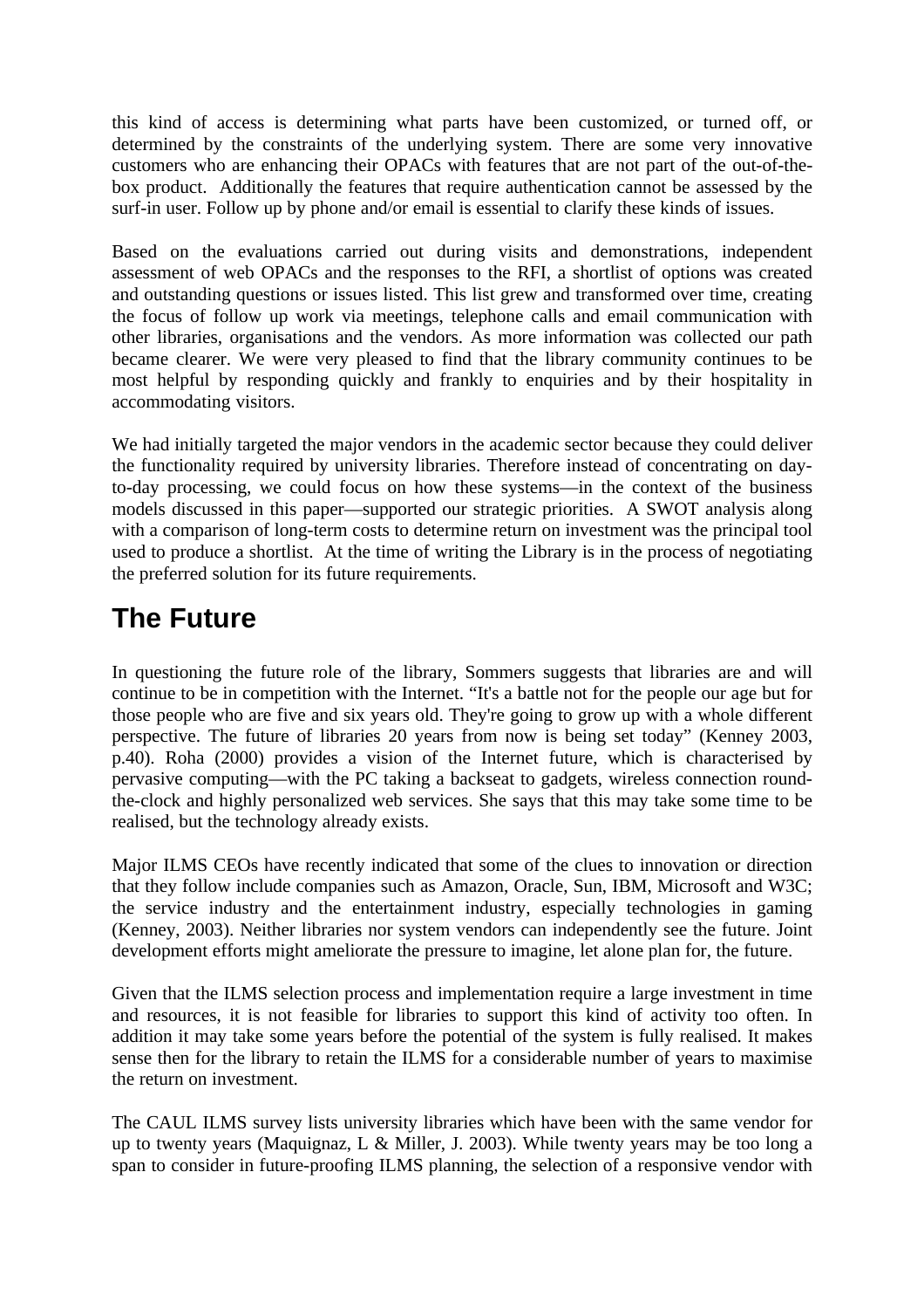this kind of access is determining what parts have been customized, or turned off, or determined by the constraints of the underlying system. There are some very innovative customers who are enhancing their OPACs with features that are not part of the out-of-the-box product. Additionally the features that require authentication cannot be assessed by the surf-in user. Follow up by phone and/or email is essential to clarify these kinds of issues.

Based on the evaluations carried out during visits and demonstrations, independent assessment of web OPACs and the responses to the RFI, a shortlist of options was created and outstanding questions or issues listed. This list grew and transformed over time, creating the focus of follow up work via meetings, telephone calls and email communication with other libraries, organisations and the vendors. As more information was collected our path became clearer. We were very pleased to find that the library community continues to be most helpful by responding quickly and frankly to enquiries and by their hospitality in accommodating visitors.

We had initially targeted the major vendors in the academic sector because they could deliver the functionality required by university libraries. Therefore instead of concentrating on day-to-day processing, we could focus on how these systems—in the context of the business models discussed in this paper—supported our strategic priorities. A SWOT analysis along with a comparison of long-term costs to determine return on investment was the principal tool used to produce a shortlist. At the time of writing the Library is in the process of negotiating the preferred solution for its future requirements.

# The Future

In questioning the future role of the library, Sommers suggests that libraries are and will continue to be in competition with the Internet. "It's a battle not for the people our age but for those people who are five and six years old. They're going to grow up with a whole different perspective. The future of libraries 20 years from now is being set today" (Kenney 2003, p.40). Roha (2000) provides a vision of the Internet future, which is characterised by pervasive computing—with the PC taking a backseat to gadgets, wireless connection round-the-clock and highly personalized web services. She says that this may take some time to be realised, but the technology already exists.

Major ILMS CEOs have recently indicated that some of the clues to innovation or direction that they follow include companies such as Amazon, Oracle, Sun, IBM, Microsoft and W3C; the service industry and the entertainment industry, especially technologies in gaming (Kenney, 2003). Neither libraries nor system vendors can independently see the future. Joint development efforts might ameliorate the pressure to imagine, let alone plan for, the future.

Given that the ILMS selection process and implementation require a large investment in time and resources, it is not feasible for libraries to support this kind of activity too often. In addition it may take some years before the potential of the system is fully realised. It makes sense then for the library to retain the ILMS for a considerable number of years to maximise the return on investment.

The CAUL ILMS survey lists university libraries which have been with the same vendor for up to twenty years (Maquignaz, L & Miller, J. 2003). While twenty years may be too long a span to consider in future-proofing ILMS planning, the selection of a responsive vendor with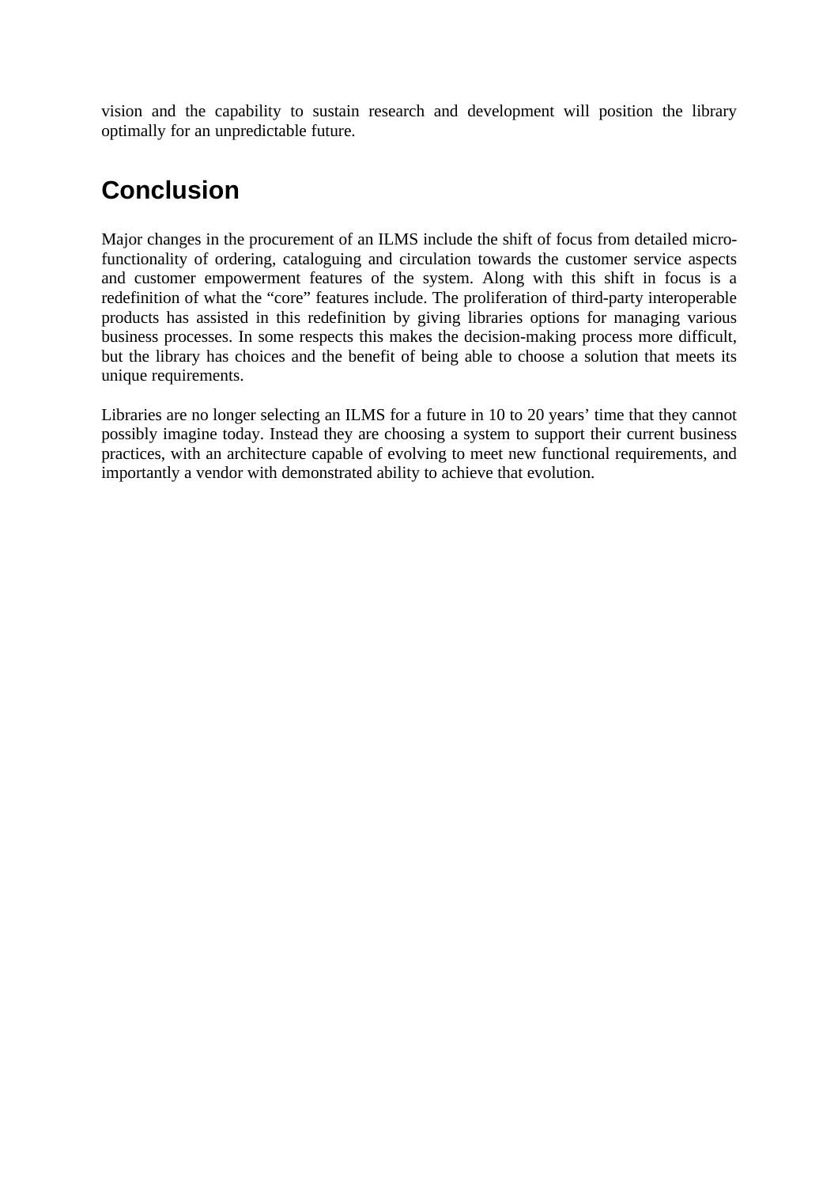vision and the capability to sustain research and development will position the library optimally for an unpredictable future.

# Conclusion

Major changes in the procurement of an ILMS include the shift of focus from detailed micro-functionality of ordering, cataloguing and circulation towards the customer service aspects and customer empowerment features of the system. Along with this shift in focus is a redefinition of what the “core” features include. The proliferation of third-party interoperable products has assisted in this redefinition by giving libraries options for managing various business processes. In some respects this makes the decision-making process more difficult, but the library has choices and the benefit of being able to choose a solution that meets its unique requirements.

Libraries are no longer selecting an ILMS for a future in 10 to 20 years’ time that they cannot possibly imagine today. Instead they are choosing a system to support their current business practices, with an architecture capable of evolving to meet new functional requirements, and importantly a vendor with demonstrated ability to achieve that evolution.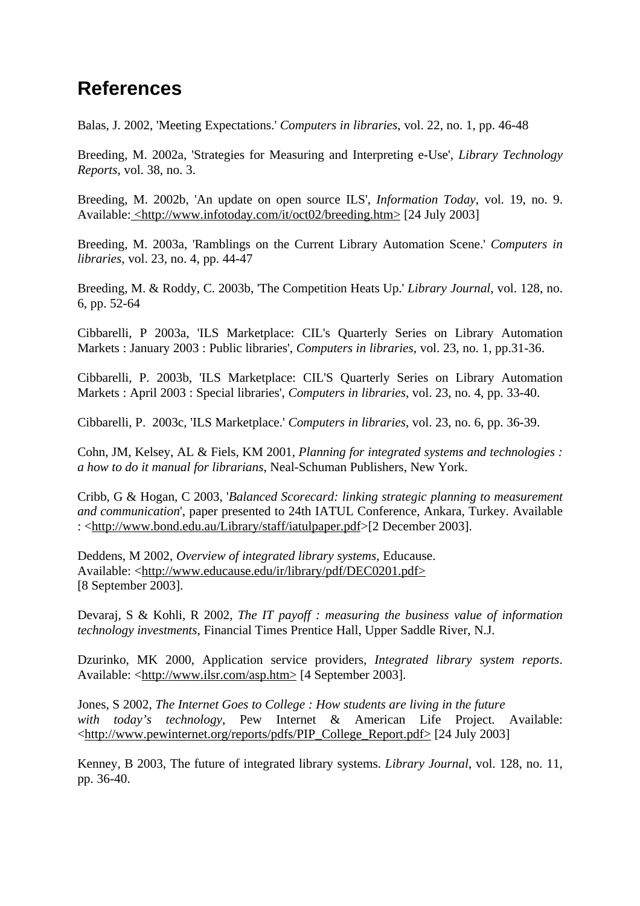## References

Balas, J. 2002, 'Meeting Expectations.' *Computers in libraries*, vol. 22, no. 1, pp. 46-48

Breeding, M. 2002a, 'Strategies for Measuring and Interpreting e-Use', *Library Technology Reports*, vol. 38, no. 3.

Breeding, M. 2002b, 'An update on open source ILS', *Information Today*, vol. 19, no. 9. Available: <http://www.infotoday.com/it/oct02/breeding.htm> [24 July 2003]

Breeding, M. 2003a, 'Ramblings on the Current Library Automation Scene.' *Computers in libraries*, vol. 23, no. 4, pp. 44-47

Breeding, M. & Roddy, C. 2003b, 'The Competition Heats Up.' *Library Journal*, vol. 128, no. 6, pp. 52-64

Cibbarelli, P 2003a, 'ILS Marketplace: CIL's Quarterly Series on Library Automation Markets : January 2003 : Public libraries', *Computers in libraries*, vol. 23, no. 1, pp.31-36.

Cibbarelli, P. 2003b, 'ILS Marketplace: CIL'S Quarterly Series on Library Automation Markets : April 2003 : Special libraries', *Computers in libraries*, vol. 23, no. 4, pp. 33-40.

Cibbarelli, P. 2003c, 'ILS Marketplace.' *Computers in libraries*, vol. 23, no. 6, pp. 36-39.

Cohn, JM, Kelsey, AL & Fiels, KM 2001, *Planning for integrated systems and technologies : a how to do it manual for librarians*, Neal-Schuman Publishers, New York.

Cribb, G & Hogan, C 2003, '*Balanced Scorecard: linking strategic planning to measurement and communication*', paper presented to 24th IATUL Conference, Ankara, Turkey. Available : <http://www.bond.edu.au/Library/staff/iatulpaper.pdf>[2 December 2003].

Deddens, M 2002, *Overview of integrated library systems*, Educause.
Available: <http://www.educause.edu/ir/library/pdf/DEC0201.pdf>
[8 September 2003].

Devaraj, S & Kohli, R 2002, *The IT payoff : measuring the business value of information technology investments*, Financial Times Prentice Hall, Upper Saddle River, N.J.

Dzurinko, MK 2000, Application service providers, *Integrated library system reports*. Available: <http://www.ilsr.com/asp.htm> [4 September 2003].

Jones, S 2002, *The Internet Goes to College : How students are living in the future with today's technology*, Pew Internet & American Life Project. Available: <http://www.pewinternet.org/reports/pdfs/PIP_College_Report.pdf> [24 July 2003]

Kenney, B 2003, The future of integrated library systems. *Library Journal*, vol. 128, no. 11, pp. 36-40.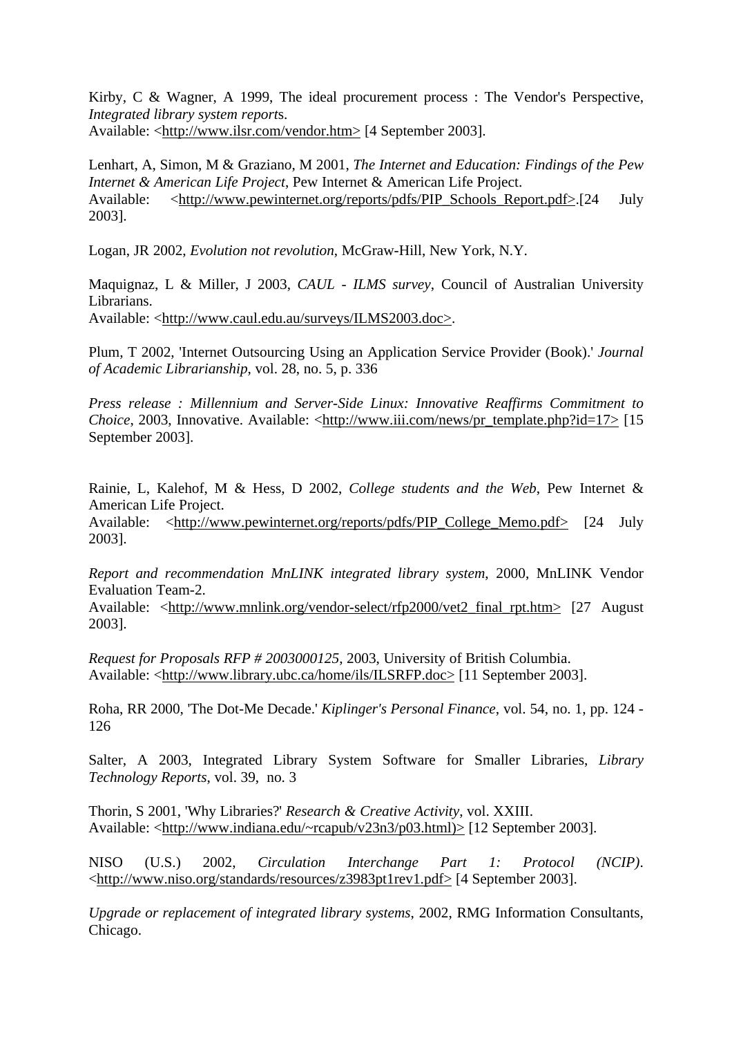Kirby, C & Wagner, A 1999, The ideal procurement process : The Vendor's Perspective, *Integrated library system reports*.
Available: <http://www.ilsr.com/vendor.htm> [4 September 2003].

Lenhart, A, Simon, M & Graziano, M 2001, *The Internet and Education: Findings of the Pew Internet & American Life Project*, Pew Internet & American Life Project.
Available: <http://www.pewinternet.org/reports/pdfs/PIP_Schools_Report.pdf>.[24 July 2003].

Logan, JR 2002, *Evolution not revolution*, McGraw-Hill, New York, N.Y.

Maquignaz, L & Miller, J 2003, *CAUL - ILMS survey*, Council of Australian University Librarians.
Available: <http://www.caul.edu.au/surveys/ILMS2003.doc>.

Plum, T 2002, 'Internet Outsourcing Using an Application Service Provider (Book).' *Journal of Academic Librarianship*, vol. 28, no. 5, p. 336

*Press release : Millennium and Server-Side Linux: Innovative Reaffirms Commitment to Choice*, 2003, Innovative. Available: <http://www.iii.com/news/pr_template.php?id=17> [15 September 2003].

Rainie, L, Kalehof, M & Hess, D 2002, *College students and the Web*, Pew Internet & American Life Project.
Available: <http://www.pewinternet.org/reports/pdfs/PIP_College_Memo.pdf> [24 July 2003].

*Report and recommendation MnLINK integrated library system*, 2000, MnLINK Vendor Evaluation Team-2.
Available: <http://www.mnlink.org/vendor-select/rfp2000/vet2_final_rpt.htm> [27 August 2003].

*Request for Proposals RFP # 2003000125*, 2003, University of British Columbia.
Available: <http://www.library.ubc.ca/home/ils/ILSRFP.doc> [11 September 2003].

Roha, RR 2000, 'The Dot-Me Decade.' *Kiplinger's Personal Finance*, vol. 54, no. 1, pp. 124 - 126

Salter, A 2003, Integrated Library System Software for Smaller Libraries, *Library Technology Reports*, vol. 39, no. 3

Thorin, S 2001, 'Why Libraries?' *Research & Creative Activity*, vol. XXIII.
Available: <http://www.indiana.edu/~rcapub/v23n3/p03.html)> [12 September 2003].

NISO (U.S.) 2002, *Circulation Interchange Part 1: Protocol (NCIP)*. <http://www.niso.org/standards/resources/z3983pt1rev1.pdf> [4 September 2003].

*Upgrade or replacement of integrated library systems*, 2002, RMG Information Consultants, Chicago.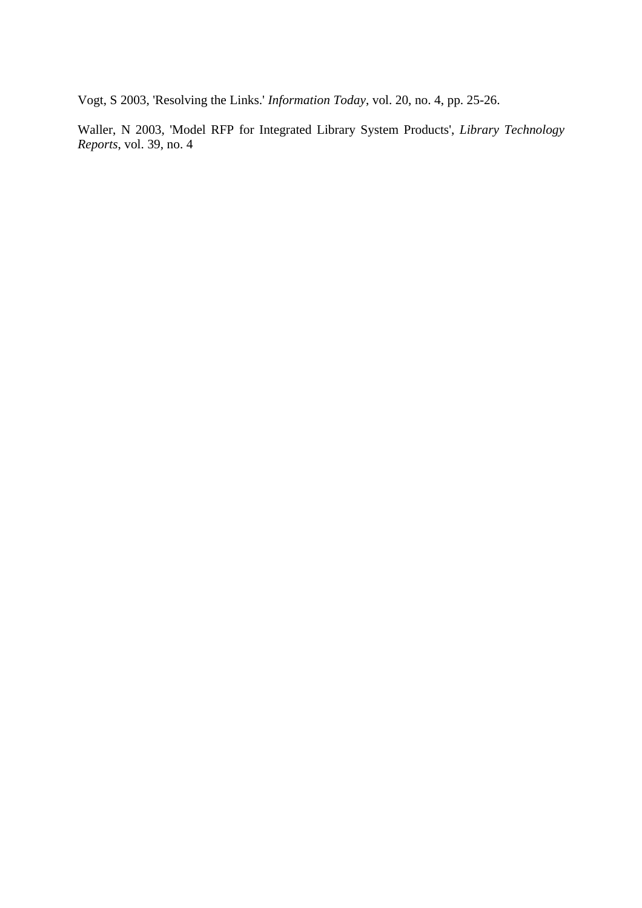Vogt, S 2003, 'Resolving the Links.' *Information Today*, vol. 20, no. 4, pp. 25-26.

Waller, N 2003, 'Model RFP for Integrated Library System Products', *Library Technology Reports*, vol. 39, no. 4